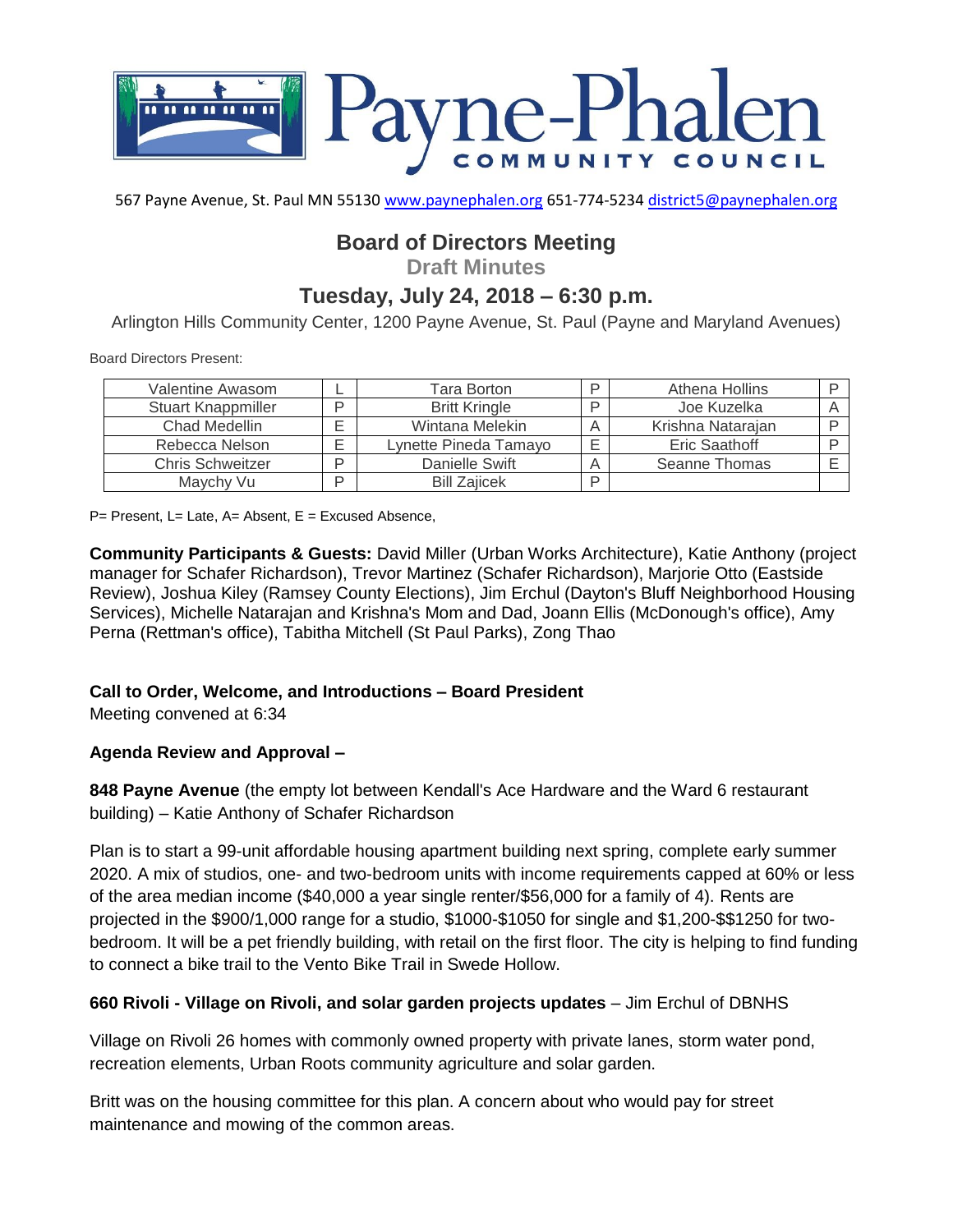# Payne-Phalen COMMUNITY COUNCIL

567 Payne Avenue, St. Paul MN 55130 www.paynephalen.org 651-774-5234 district5@paynephalen.org

## Board of Directors Meeting

**Draft Minutes**

## Tuesday, July 24, 2018 – 6:30 p.m.

Arlington Hills Community Center, 1200 Payne Avenue, St. Paul (Payne and Maryland Avenues)

Board Directors Present:

| Valentine Awasom | L | Tara Borton | P | Athena Hollins | P |
|---|---|---|---|---|---|
| Stuart Knappmiller | P | Britt Kringle | P | Joe Kuzelka | A |
| Chad Medellin | E | Wintana Melekin | A | Krishna Natarajan | P |
| Rebecca Nelson | E | Lynette Pineda Tamayo | E | Eric Saathoff | P |
| Chris Schweitzer | P | Danielle Swift | A | Seanne Thomas | E |
| Maychy Vu | P | Bill Zajicek | P | | |

P= Present, L= Late, A= Absent, E = Excused Absence,

**Community Participants & Guests:** David Miller (Urban Works Architecture), Katie Anthony (project manager for Schafer Richardson), Trevor Martinez (Schafer Richardson), Marjorie Otto (Eastside Review), Joshua Kiley (Ramsey County Elections), Jim Erchul (Dayton's Bluff Neighborhood Housing Services), Michelle Natarajan and Krishna's Mom and Dad, Joann Ellis (McDonough's office), Amy Perna (Rettman's office), Tabitha Mitchell (St Paul Parks), Zong Thao

**Call to Order, Welcome, and Introductions – Board President**

Meeting convened at 6:34

**Agenda Review and Approval –**

**848 Payne Avenue** (the empty lot between Kendall's Ace Hardware and the Ward 6 restaurant building) – Katie Anthony of Schafer Richardson

Plan is to start a 99-unit affordable housing apartment building next spring, complete early summer 2020. A mix of studios, one- and two-bedroom units with income requirements capped at 60% or less of the area median income ($40,000 a year single renter/$56,000 for a family of 4). Rents are projected in the $900/1,000 range for a studio, $1000-$1050 for single and $1,200-$$1250 for two-bedroom. It will be a pet friendly building, with retail on the first floor. The city is helping to find funding to connect a bike trail to the Vento Bike Trail in Swede Hollow.

**660 Rivoli - Village on Rivoli, and solar garden projects updates** – Jim Erchul of DBNHS

Village on Rivoli 26 homes with commonly owned property with private lanes, storm water pond, recreation elements, Urban Roots community agriculture and solar garden.

Britt was on the housing committee for this plan. A concern about who would pay for street maintenance and mowing of the common areas.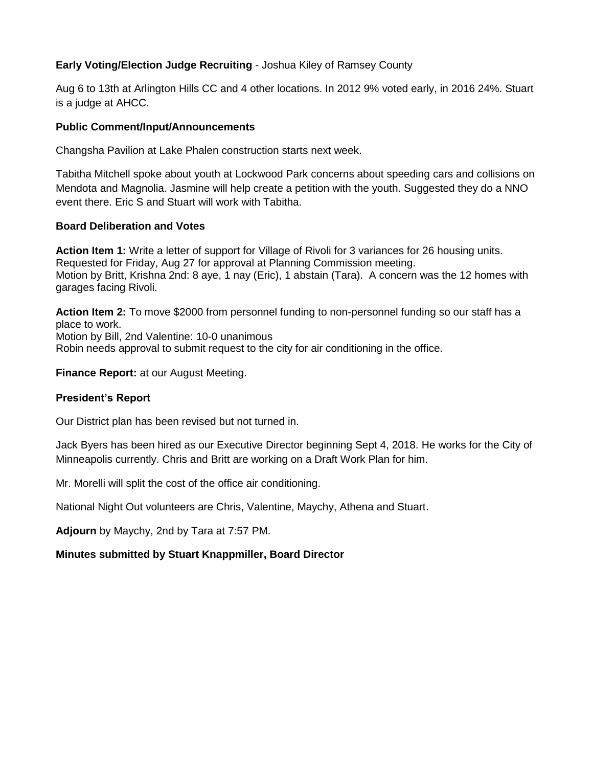**Early Voting/Election Judge Recruiting** - Joshua Kiley of Ramsey County

Aug 6 to 13th at Arlington Hills CC and 4 other locations. In 2012 9% voted early, in 2016 24%. Stuart is a judge at AHCC.

**Public Comment/Input/Announcements**

Changsha Pavilion at Lake Phalen construction starts next week.

Tabitha Mitchell spoke about youth at Lockwood Park concerns about speeding cars and collisions on Mendota and Magnolia. Jasmine will help create a petition with the youth. Suggested they do a NNO event there. Eric S and Stuart will work with Tabitha.

**Board Deliberation and Votes**

**Action Item 1:** Write a letter of support for Village of Rivoli for 3 variances for 26 housing units. Requested for Friday, Aug 27 for approval at Planning Commission meeting.
Motion by Britt, Krishna 2nd: 8 aye, 1 nay (Eric), 1 abstain (Tara). A concern was the 12 homes with garages facing Rivoli.

**Action Item 2:** To move $2000 from personnel funding to non-personnel funding so our staff has a place to work.
Motion by Bill, 2nd Valentine: 10-0 unanimous
Robin needs approval to submit request to the city for air conditioning in the office.

**Finance Report:** at our August Meeting.

**President's Report**

Our District plan has been revised but not turned in.

Jack Byers has been hired as our Executive Director beginning Sept 4, 2018. He works for the City of Minneapolis currently. Chris and Britt are working on a Draft Work Plan for him.

Mr. Morelli will split the cost of the office air conditioning.

National Night Out volunteers are Chris, Valentine, Maychy, Athena and Stuart.

**Adjourn** by Maychy, 2nd by Tara at 7:57 PM.

**Minutes submitted by Stuart Knappmiller, Board Director**